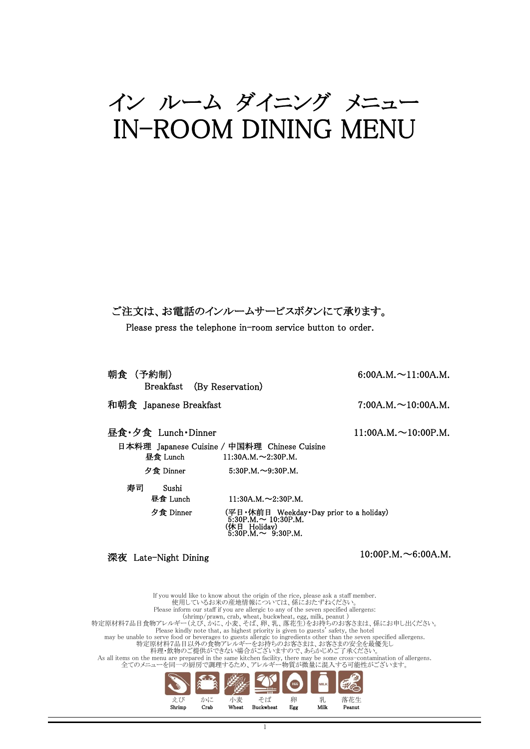# イン ルーム ダイニング メニュー
# IN-ROOM DINING MENU

**ご注文は、お電話のインルームサービスボタンにて承ります。**

Please press the telephone in-room service button to order.

**朝食 （予約制）** 6:00A.M.～11:00A.M.
Breakfast (By Reservation)

**和朝食** Japanese Breakfast 7:00A.M.～10:00A.M.

**昼食・夕食** Lunch・Dinner 11:00A.M.～10:00P.M.

日本料理 Japanese Cuisine / 中国料理 Chinese Cuisine
- 昼食 Lunch 11:30A.M.～2:30P.M.
- 夕食 Dinner 5:30P.M.～9:30P.M.

寿司 Sushi
- 昼食 Lunch 11:30A.M.～2:30P.M.
- 夕食 Dinner
  - (平日・休前日 Weekday・Day prior to a holiday) 5:30P.M.～ 10:30P.M.
  - (休日 Holiday) 5:30P.M.～ 9:30P.M.

**深夜** Late-Night Dining 10:00P.M.～6:00A.M.

If you would like to know about the origin of the rice, please ask a staff member.
使用しているお米の産地情報については、係におたずねください。
Please inform our staff if you are allergic to any of the seven specified allergens:
(shrimp/prawn, crab, wheat, buckwheat, egg, milk, peanut )
特定原材料7品目食物アレルギー(えび、かに、小麦、そば、卵、乳、落花生)をお持ちのお客さまは、係にお申し出ください。
Please kindly note that, as highest priority is given to guests' safety, the hotel may be unable to serve food or beverages to guests allergic to ingredients other than the seven specified allergens.
特定原材料7品目以外の食物アレルギーをお持ちのお客さまは、お客さまの安全を最優先し
料理・飲物のご提供ができない場合がございますので、あらかじめご了承ください。
As all items on the menu are prepared in the same kitchen facility, there may be some cross-contamination of allergens.
全てのメニューを同一の厨房で調理するため、アレルギー物質が微量に混入する可能性がございます。

えび Shrimp | かに Crab | 小麦 Wheat | そば Buckwheat | 卵 Egg | 乳 Milk | 落花生 Peanut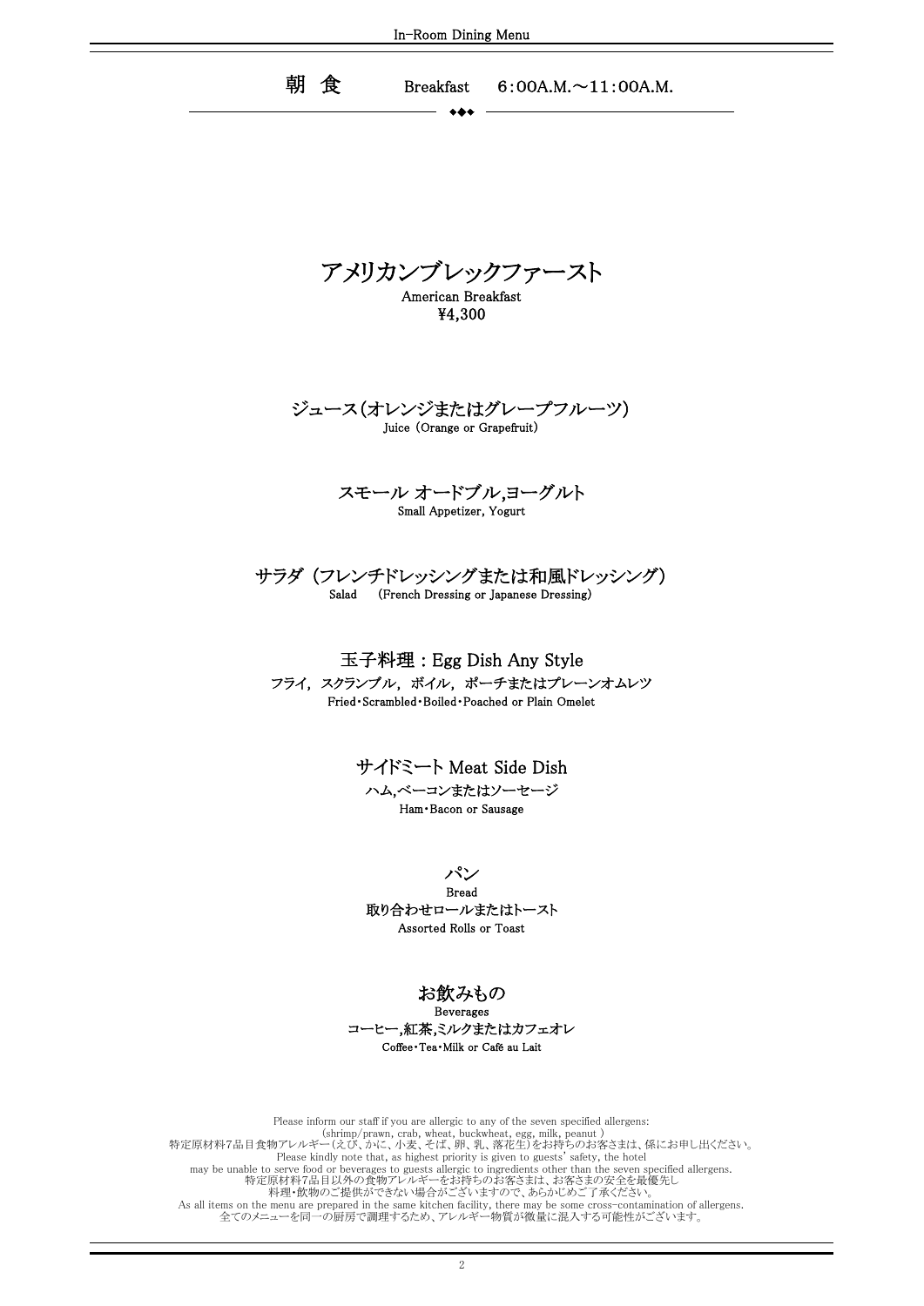# 朝 食　Breakfast　6:00A.M.～11:00A.M.

◆◆◆

## アメリカンブレックファースト

American Breakfast

¥4,300

### ジュース（オレンジまたはグレープフルーツ）

Juice (Orange or Grapefruit)

### スモール オードブル,ヨーグルト

Small Appetizer, Yogurt

### サラダ（フレンチドレッシングまたは和風ドレッシング）

Salad　(French Dressing or Japanese Dressing)

### 玉子料理：Egg Dish Any Style

フライ，スクランブル，ボイル，ポーチまたはプレーンオムレツ

Fried・Scrambled・Boiled・Poached or Plain Omelet

### サイドミート Meat Side Dish

ハム,ベーコンまたはソーセージ

Ham・Bacon or Sausage

### パン

Bread

取り合わせロールまたはトースト

Assorted Rolls or Toast

### お飲みもの

Beverages

コーヒー,紅茶,ミルクまたはカフェオレ

Coffee・Tea・Milk or Café au Lait

Please inform our staff if you are allergic to any of the seven specified allergens:
(shrimp/prawn, crab, wheat, buckwheat, egg, milk, peanut )
特定原材料7品目食物アレルギー（えび、かに、小麦、そば、卵、乳、落花生）をお持ちのお客さまは、係にお申し出ください。
Please kindly note that, as highest priority is given to guests' safety, the hotel
may be unable to serve food or beverages to guests allergic to ingredients other than the seven specified allergens.
特定原材料7品目以外の食物アレルギーをお持ちのお客さまは、お客さまの安全を最優先し
料理・飲物のご提供ができない場合がございますので、あらかじめご了承ください。
As all items on the menu are prepared in the same kitchen facility, there may be some cross-contamination of allergens.
全てのメニューを同一の厨房で調理するため、アレルギー物質が微量に混入する可能性がございます。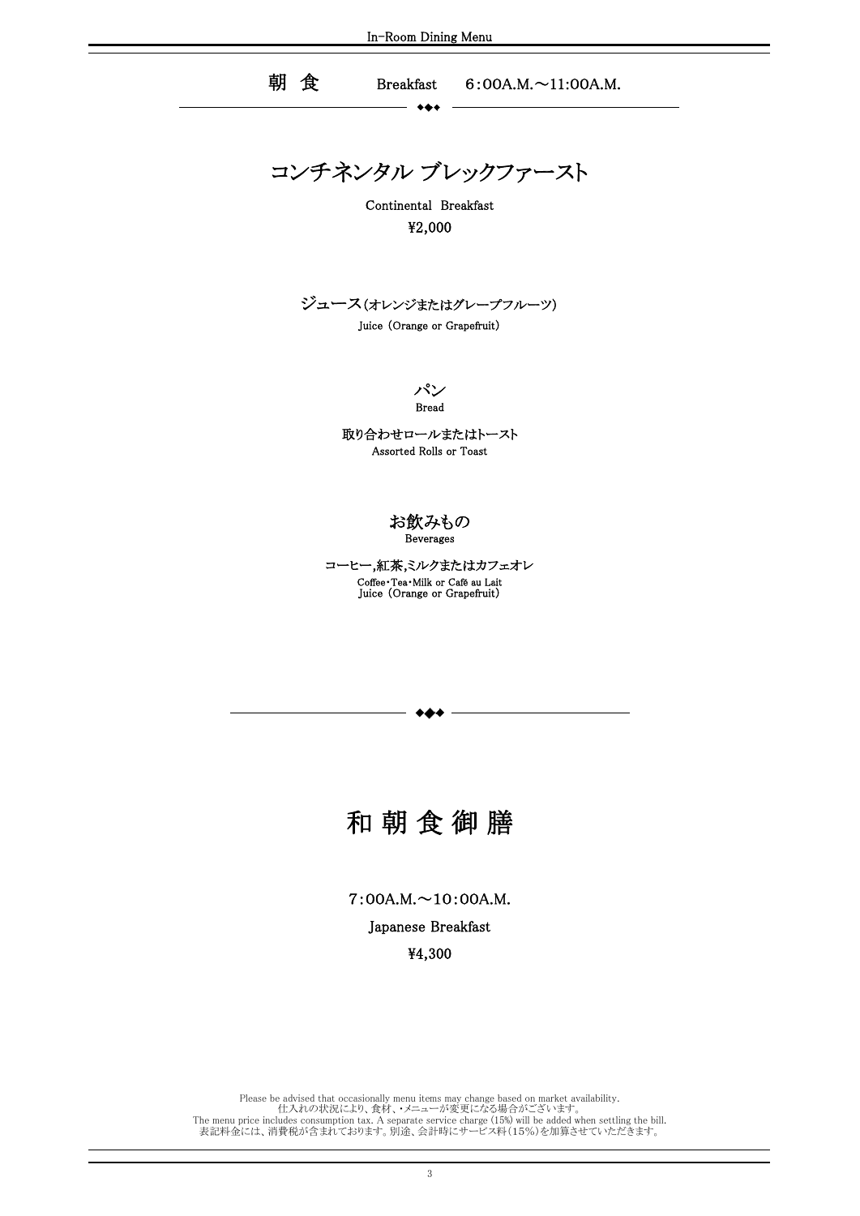## 朝 食　Breakfast　6：00A.M.～11:00A.M.

◆◆◆

# コンチネンタル ブレックファースト

Continental Breakfast

¥2,000

**ジュース(オレンジまたはグレープフルーツ)**

Juice (Orange or Grapefruit)

**パン**

Bread

**取り合わせロールまたはトースト**

Assorted Rolls or Toast

**お飲みもの**

Beverages

**コーヒー,紅茶,ミルクまたはカフェオレ**

Coffee・Tea・Milk or Café au Lait
Juice (Orange or Grapefruit)

◆◆◆

# 和 朝 食 御 膳

7：00A.M.～10：00A.M.

Japanese Breakfast

¥4,300

Please be advised that occasionally menu items may change based on market availability.
仕入れの状況により、食材、・メニューが変更になる場合がございます。
The menu price includes consumption tax. A separate service charge (15%) will be added when settling the bill.
表記料金には、消費税が含まれております。別途、会計時にサービス料(15%)を加算させていただきます。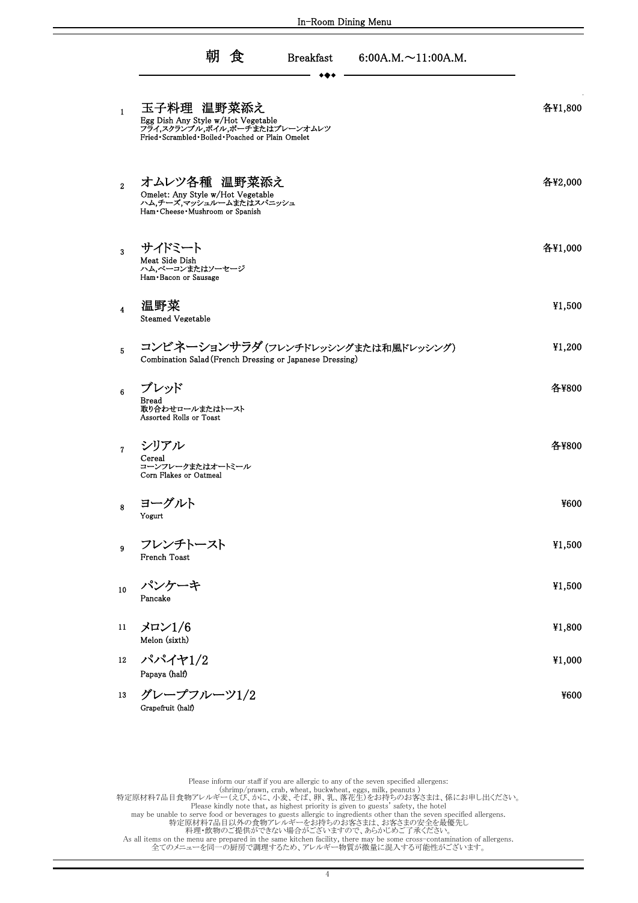# 朝 食　Breakfast　6:00A.M.～11:00A.M.

| No. | Item | Price |
|---|---|---|
| 1 | **玉子料理　温野菜添え**<br>Egg Dish Any Style w/Hot Vegetable<br>フライ,スクランブル,ボイル,ポーチまたはプレーンオムレツ<br>Fried・Scrambled・Boiled・Poached or Plain Omelet | 各¥1,800 |
| 2 | **オムレツ各種　温野菜添え**<br>Omelet: Any Style w/Hot Vegetable<br>ハム,チーズ,マッシュルームまたはスパニッシュ<br>Ham・Cheese・Mushroom or Spanish | 各¥2,000 |
| 3 | **サイドミート**<br>Meat Side Dish<br>ハム,ベーコンまたはソーセージ<br>Ham・Bacon or Sausage | 各¥1,000 |
| 4 | **温野菜**<br>Steamed Vegetable | ¥1,500 |
| 5 | **コンビネーションサラダ** (フレンチドレッシングまたは和風ドレッシング)<br>Combination Salad (French Dressing or Japanese Dressing) | ¥1,200 |
| 6 | **ブレッド**<br>Bread<br>取り合わせロールまたはトースト<br>Assorted Rolls or Toast | 各¥800 |
| 7 | **シリアル**<br>Cereal<br>コーンフレークまたはオートミール<br>Corn Flakes or Oatmeal | 各¥800 |
| 8 | **ヨーグルト**<br>Yogurt | ¥600 |
| 9 | **フレンチトースト**<br>French Toast | ¥1,500 |
| 10 | **パンケーキ**<br>Pancake | ¥1,500 |
| 11 | **メロン1/6**<br>Melon (sixth) | ¥1,800 |
| 12 | **パパイヤ1/2**<br>Papaya (half) | ¥1,000 |
| 13 | **グレープフルーツ1/2**<br>Grapefruit (half) | ¥600 |

Please inform our staff if you are allergic to any of the seven specified allergens:
(shrimp/prawn, crab, wheat, buckwheat, eggs, milk, peanuts )
特定原材料7品目食物アレルギー(えび、かに、小麦、そば、卵、乳、落花生)をお持ちのお客さまは、係にお申し出ください。
Please kindly note that, as highest priority is given to guests' safety, the hotel
may be unable to serve food or beverages to guests allergic to ingredients other than the seven specified allergens.
特定原材料7品目以外の食物アレルギーをお持ちのお客さまは、お客さまの安全を最優先し
料理・飲物のご提供ができない場合がございますので、あらかじめご了承ください。
As all items on the menu are prepared in the same kitchen facility, there may be some cross-contamination of allergens.
全てのメニューを同一の厨房で調理するため、アレルギー物質が微量に混入する可能性がございます。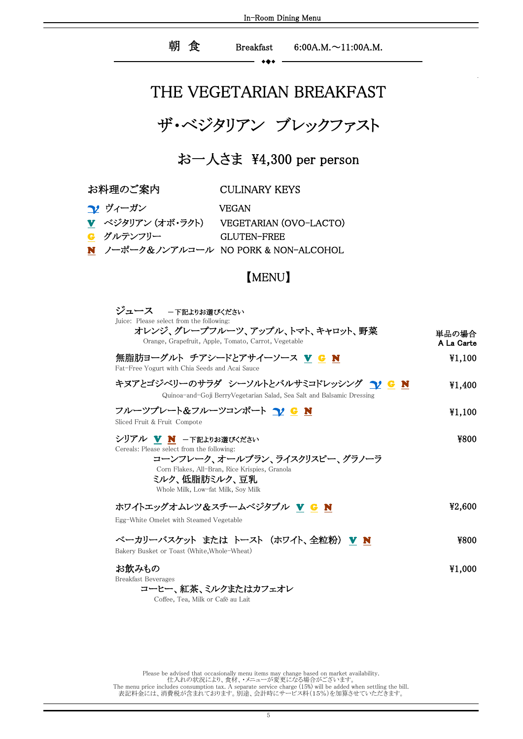朝 食　Breakfast　6:00A.M.～11:00A.M.

# THE VEGETARIAN BREAKFAST

# ザ・ベジタリアン ブレックファスト

## お一人さま ¥4,300 per person

| お料理のご案内 | CULINARY KEYS |
|---|---|
| ヴィーガン | VEGAN |
| V ベジタリアン (オボ・ラクト) | VEGETARIAN (OVO-LACTO) |
| G グルテンフリー | GLUTEN-FREE |
| N ノーポーク＆ノンアルコール | NO PORK & NON-ALCOHOL |

## 【MENU】

**ジュース** ー下記よりお選びください
Juice: Please select from the following:
オレンジ、グレープフルーツ、アップル、トマト、キャロット、野菜
Orange, Grapefruit, Apple, Tomato, Carrot, Vegetable

単品の場合
A La Carte

**無脂肪ヨーグルト チアシードとアサイーソース** V G N — ¥1,100
Fat-Free Yogurt with Chia Seeds and Acai Sauce

**キヌアとゴジベリーのサラダ シーソルトとバルサミコドレッシング** Vegan G N — ¥1,400
Quinoa-and-Goji BerryVegetarian Salad, Sea Salt and Balsamic Dressing

**フルーツプレート＆フルーツコンポート** Vegan G N — ¥1,100
Sliced Fruit & Fruit Compote

**シリアル** V N ー下記よりお選びください — ¥800
Cereals: Please select from the following:
コーンフレーク、オールブラン、ライスクリスピー、グラノーラ
Corn Flakes, All-Bran, Rice Krispies, Granola
ミルク、低脂肪ミルク、豆乳
Whole Milk, Low-fat Milk, Soy Milk

**ホワイトエッグオムレツ＆スチームベジタブル** V G N — ¥2,600
Egg-White Omelet with Steamed Vegetable

**ベーカリーバスケット または トースト （ホワイト、全粒粉）** V N — ¥800
Bakery Busket or Toast (White,Whole-Wheat)

**お飲みもの** — ¥1,000
Breakfast Beverages
コーヒー、紅茶、ミルクまたはカフェオレ
Coffee, Tea, Milk or Café au Lait

Please be advised that occasionally menu items may change based on market availability.
仕入れの状況により、食材、・メニューが変更になる場合がございます。
The menu price includes consumption tax. A separate service charge (15%) will be added when settling the bill.
表記料金には、消費税が含まれております。別途、会計時にサービス料(15%)を加算させていただきます。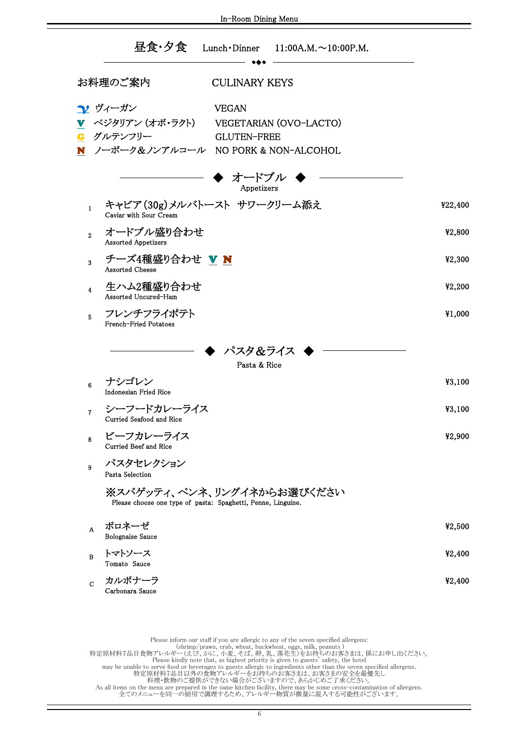# 昼食・夕食　Lunch・Dinner　11:00A.M.～10:00P.M.

## お料理のご案内　CULINARY KEYS

- ヴィーガン　VEGAN
- V ベジタリアン (オボ・ラクト)　VEGETARIAN (OVO-LACTO)
- G グルテンフリー　GLUTEN-FREE
- N ノーポーク＆ノンアルコール　NO PORK & NON-ALCOHOL

## ◆ オードブル ◆
Appetizers

| No. | Item | Price |
|---|---|---|
| 1 | キャビア(30g)メルバトースト　サワークリーム添え<br>Caviar with Sour Cream | ¥22,400 |
| 2 | オードブル盛り合わせ<br>Assorted Appetizers | ¥2,800 |
| 3 | チーズ4種盛り合わせ V N<br>Assorted Cheese | ¥2,300 |
| 4 | 生ハム2種盛り合わせ<br>Assorted Uncured-Ham | ¥2,200 |
| 5 | フレンチフライポテト<br>French-Fried Potatoes | ¥1,000 |

## ◆ パスタ＆ライス ◆
Pasta & Rice

| No. | Item | Price |
|---|---|---|
| 6 | ナシゴレン<br>Indonesian Fried Rice | ¥3,100 |
| 7 | シーフードカレーライス<br>Curried Seafood and Rice | ¥3,100 |
| 8 | ビーフカレーライス<br>Curried Beef and Rice | ¥2,900 |
| 9 | パスタセレクション<br>Pasta Selection | |

※スパゲッティ、ペンネ、リングイネからお選びください
Please choose one type of pasta: Spaghetti, Penne, Linguine.

| | Item | Price |
|---|---|---|
| A | ボロネーゼ<br>Bolognaise Sauce | ¥2,500 |
| B | トマトソース<br>Tomato Sauce | ¥2,400 |
| C | カルボナーラ<br>Carbonara Sauce | ¥2,400 |

Please inform our staff if you are allergic to any of the seven specified allergens:
(shrimp/prawn, crab, wheat, buckwheat, eggs, milk, peanuts )
特定原材料7品目食物アレルギー(えび、かに、小麦、そば、卵、乳、落花生)をお持ちのお客さまは、係にお申し出ください。
Please kindly note that, as highest priority is given to guests' safety, the hotel
may be unable to serve food or beverages to guests allergic to ingredients other than the seven specified allergens.
特定原材料7品目以外の食物アレルギーをお持ちのお客さまは、お客さまの安全を最優先し
料理・飲物のご提供ができない場合がございますので、あらかじめご了承ください。
As all items on the menu are prepared in the same kitchen facility, there may be some cross-contamination of allergens.
全てのメニューを同一の厨房で調理するため、アレルギー物質が微量に混入する可能性がございます。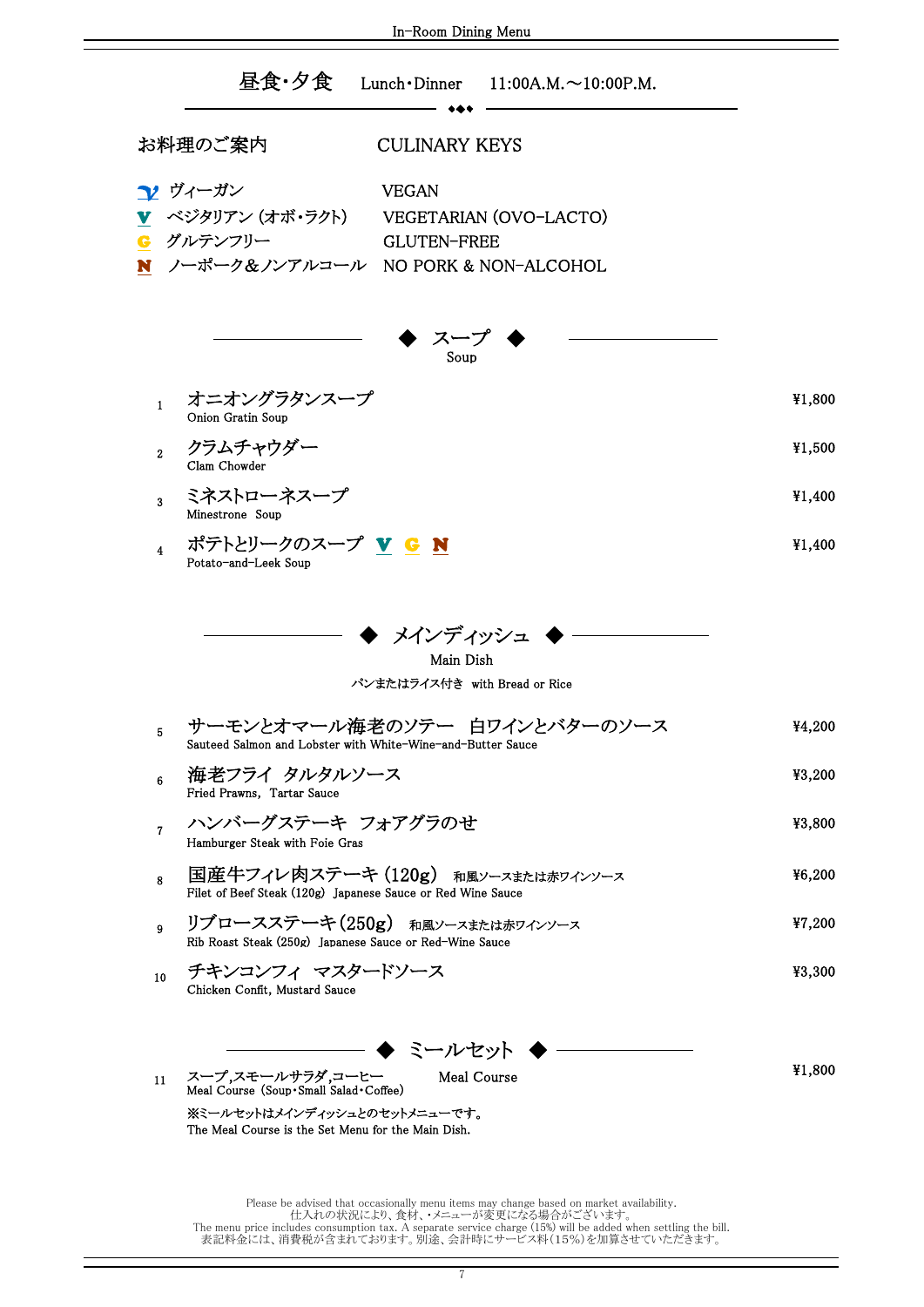# 昼食・夕食　Lunch・Dinner　11:00A.M.～10:00P.M.

## お料理のご案内　CULINARY KEYS

- V ヴィーガン　VEGAN
- V ベジタリアン (オボ・ラクト)　VEGETARIAN (OVO-LACTO)
- G グルテンフリー　GLUTEN-FREE
- N ノーポーク＆ノンアルコール　NO PORK & NON-ALCOHOL

## ◆ スープ ◆
Soup

| No. | Item | Price |
|---|---|---|
| 1 | オニオングラタンスープ<br>Onion Gratin Soup | ¥1,800 |
| 2 | クラムチャウダー<br>Clam Chowder | ¥1,500 |
| 3 | ミネストローネスープ<br>Minestrone Soup | ¥1,400 |
| 4 | ポテトとリークのスープ V G N<br>Potato-and-Leek Soup | ¥1,400 |

## ◆ メインディッシュ ◆
Main Dish

パンまたはライス付き　with Bread or Rice

| No. | Item | Price |
|---|---|---|
| 5 | サーモンとオマール海老のソテー　白ワインとバターのソース<br>Sauteed Salmon and Lobster with White-Wine-and-Butter Sauce | ¥4,200 |
| 6 | 海老フライ　タルタルソース<br>Fried Prawns, Tartar Sauce | ¥3,200 |
| 7 | ハンバーグステーキ　フォアグラのせ<br>Hamburger Steak with Foie Gras | ¥3,800 |
| 8 | 国産牛フィレ肉ステーキ (120g)　和風ソースまたは赤ワインソース<br>Filet of Beef Steak (120g) Japanese Sauce or Red Wine Sauce | ¥6,200 |
| 9 | リブロースステーキ (250g)　和風ソースまたは赤ワインソース<br>Rib Roast Steak (250g) Japanese Sauce or Red-Wine Sauce | ¥7,200 |
| 10 | チキンコンフィ　マスタードソース<br>Chicken Confit, Mustard Sauce | ¥3,300 |

## ◆ ミールセット ◆
Meal Course

| No. | Item | Price |
|---|---|---|
| 11 | スープ,スモールサラダ,コーヒー<br>Meal Course (Soup・Small Salad・Coffee) | ¥1,800 |

※ミールセットはメインディッシュとのセットメニューです。
The Meal Course is the Set Menu for the Main Dish.

Please be advised that occasionally menu items may change based on market availability.
仕入れの状況により、食材、・メニューが変更になる場合がございます。
The menu price includes consumption tax. A separate service charge (15%) will be added when settling the bill.
表記料金には、消費税が含まれております。別途、会計時にサービス料(15%)を加算させていただきます。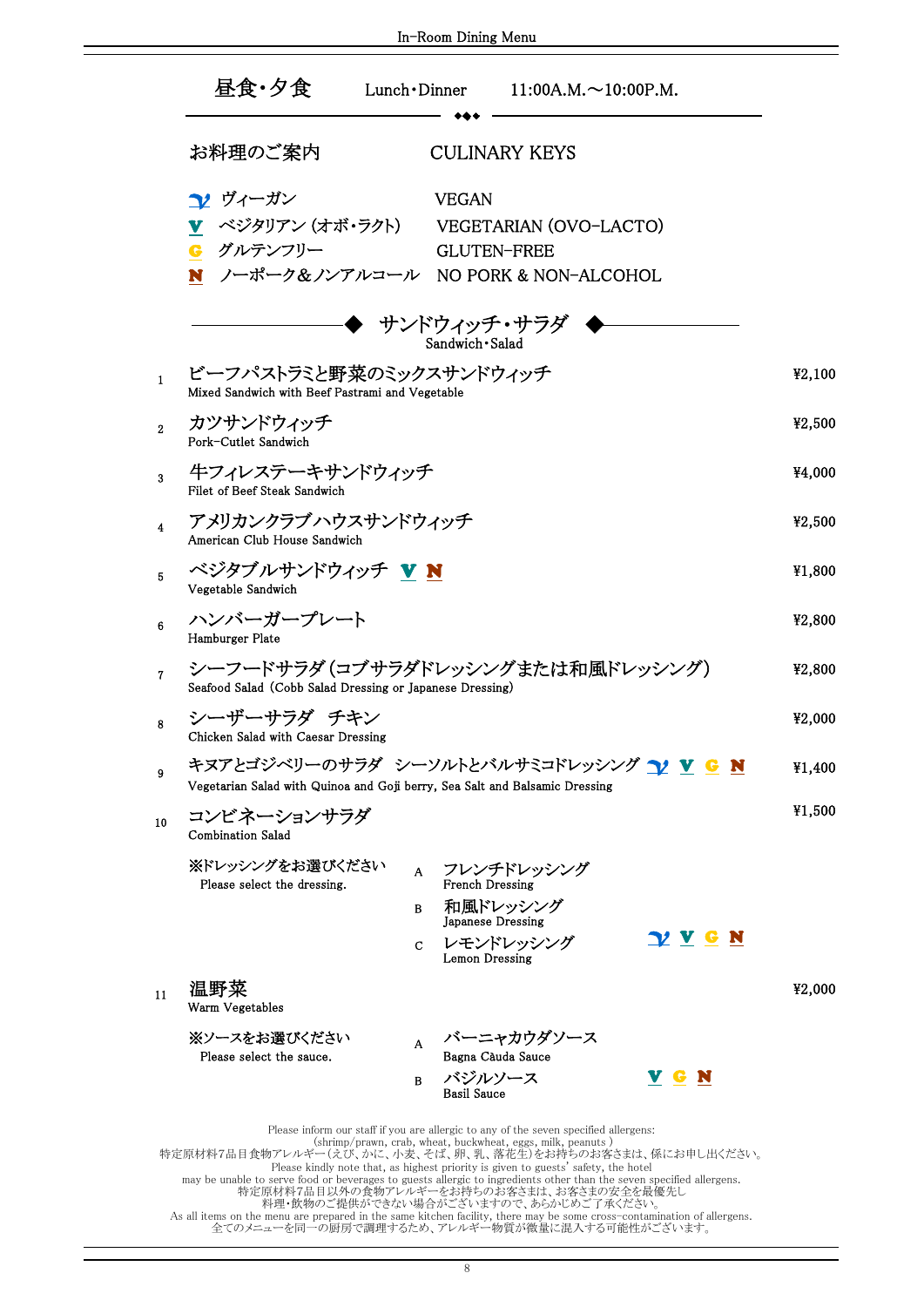# 昼食・夕食　Lunch・Dinner　11:00A.M.～10:00P.M.

## お料理のご案内　CULINARY KEYS

| | | |
|---|---|---|
| 𝓥 | ヴィーガン | VEGAN |
| V | ベジタリアン（オボ・ラクト） | VEGETARIAN (OVO-LACTO) |
| G | グルテンフリー | GLUTEN-FREE |
| N | ノーポーク＆ノンアルコール | NO PORK & NON-ALCOHOL |

## サンドウィッチ・サラダ
Sandwich・Salad

| No. | Menu | Price |
|---|---|---|
| 1 | ビーフパストラミと野菜のミックスサンドウィッチ<br>Mixed Sandwich with Beef Pastrami and Vegetable | ¥2,100 |
| 2 | カツサンドウィッチ<br>Pork-Cutlet Sandwich | ¥2,500 |
| 3 | 牛フィレステーキサンドウィッチ<br>Filet of Beef Steak Sandwich | ¥4,000 |
| 4 | アメリカンクラブハウスサンドウィッチ<br>American Club House Sandwich | ¥2,500 |
| 5 | ベジタブルサンドウィッチ V N<br>Vegetable Sandwich | ¥1,800 |
| 6 | ハンバーガープレート<br>Hamburger Plate | ¥2,800 |
| 7 | シーフードサラダ（コブサラダドレッシングまたは和風ドレッシング）<br>Seafood Salad (Cobb Salad Dressing or Japanese Dressing) | ¥2,800 |
| 8 | シーザーサラダ　チキン<br>Chicken Salad with Caesar Dressing | ¥2,000 |
| 9 | キヌアとゴジベリーのサラダ　シーソルトとバルサミコドレッシング 𝓥 V G N<br>Vegetarian Salad with Quinoa and Goji berry, Sea Salt and Balsamic Dressing | ¥1,400 |
| 10 | コンビネーションサラダ<br>Combination Salad | ¥1,500 |
| 11 | 温野菜<br>Warm Vegetables | ¥2,000 |

**10 コンビネーションサラダ**

※ドレッシングをお選びください
Please select the dressing.

- A　フレンチドレッシング French Dressing
- B　和風ドレッシング Japanese Dressing
- C　レモンドレッシング Lemon Dressing　𝓥 V G N

**11 温野菜**

※ソースをお選びください
Please select the sauce.

- A　バーニャカウダソース Bagna Càuda Sauce
- B　バジルソース Basil Sauce　V G N

Please inform our staff if you are allergic to any of the seven specified allergens:
(shrimp/prawn, crab, wheat, buckwheat, eggs, milk, peanuts )
特定原材料7品目食物アレルギー（えび、かに、小麦、そば、卵、乳、落花生）をお持ちのお客さまは、係にお申し出ください。
Please kindly note that, as highest priority is given to guests' safety, the hotel may be unable to serve food or beverages to guests allergic to ingredients other than the seven specified allergens.
特定原材料7品目以外の食物アレルギーをお持ちのお客さまは、お客さまの安全を最優先し料理・飲物のご提供ができない場合がございますので、あらかじめご了承ください。
As all items on the menu are prepared in the same kitchen facility, there may be some cross-contamination of allergens.
全てのメニューを同一の厨房で調理するため、アレルギー物質が微量に混入する可能性がございます。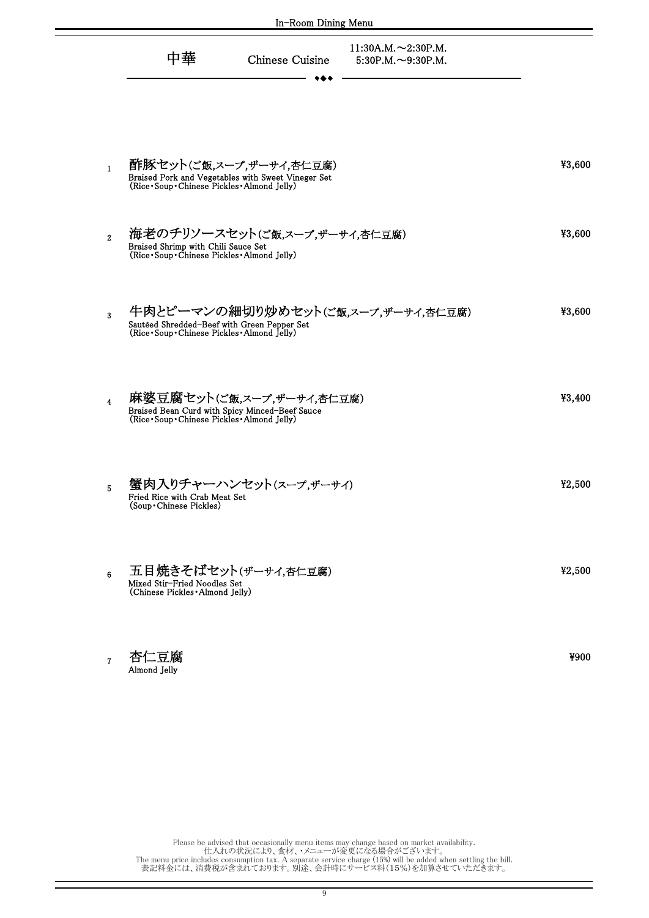# 中華 Chinese Cuisine

11:30A.M.～2:30P.M.
5:30P.M.～9:30P.M.

1 **酢豚セット**(ご飯,スープ,ザーサイ,杏仁豆腐) ¥3,600
Braised Pork and Vegetables with Sweet Vineger Set
(Rice・Soup・Chinese Pickles・Almond Jelly)

2 **海老のチリソースセット**(ご飯,スープ,ザーサイ,杏仁豆腐) ¥3,600
Braised Shrimp with Chili Sauce Set
(Rice・Soup・Chinese Pickles・Almond Jelly)

3 **牛肉とピーマンの細切り炒めセット**(ご飯,スープ,ザーサイ,杏仁豆腐) ¥3,600
Sautéed Shredded-Beef with Green Pepper Set
(Rice・Soup・Chinese Pickles・Almond Jelly)

4 **麻婆豆腐セット**(ご飯,スープ,ザーサイ,杏仁豆腐) ¥3,400
Braised Bean Curd with Spicy Minced-Beef Sauce
(Rice・Soup・Chinese Pickles・Almond Jelly)

5 **蟹肉入りチャーハンセット**(スープ,ザーサイ) ¥2,500
Fried Rice with Crab Meat Set
(Soup・Chinese Pickles)

6 **五目焼きそばセット**(ザーサイ,杏仁豆腐) ¥2,500
Mixed Stir-Fried Noodles Set
(Chinese Pickles・Almond Jelly)

7 **杏仁豆腐** ¥900
Almond Jelly

Please be advised that occasionally menu items may change based on market availability.
仕入れの状況により、食材、・メニューが変更になる場合がございます。
The menu price includes consumption tax. A separate service charge (15%) will be added when settling the bill.
表記料金には、消費税が含まれております。別途、会計時にサービス料(15%)を加算させていただきます。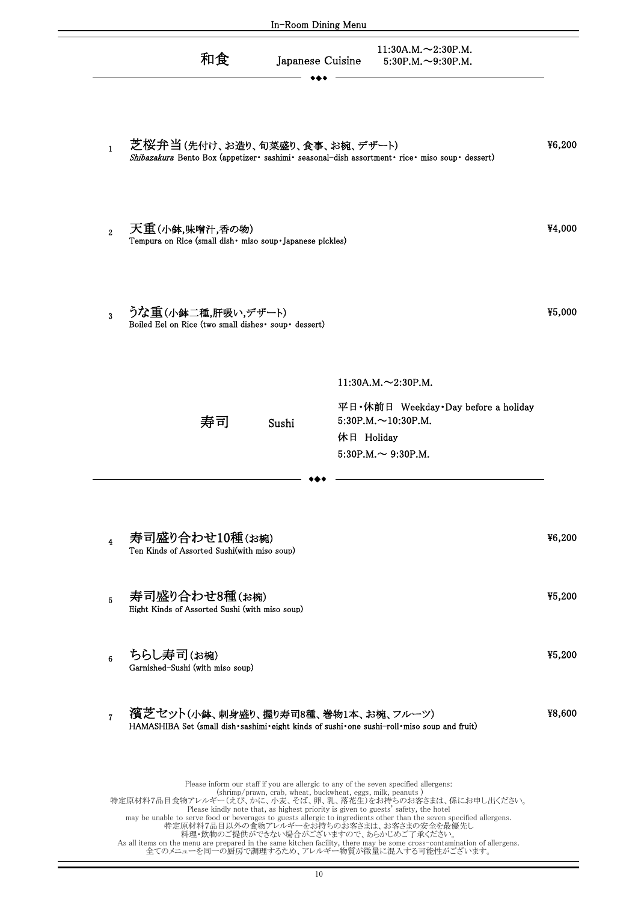## 和食　Japanese Cuisine

11:30A.M.～2:30P.M.
5:30P.M.～9:30P.M.

◆◆◆

1 **芝桜弁当**(先付け、お造り、旬菜盛り、食事、お椀、デザート) ¥6,200
*Shibazakura* Bento Box (appetizer・ sashimi・ seasonal-dish assortment・ rice・ miso soup・ dessert)

2 **天重**(小鉢,味噌汁,香の物) ¥4,000
Tempura on Rice (small dish・ miso soup・Japanese pickles)

3 **うな重**(小鉢二種,肝吸い,デザート) ¥5,000
Boiled Eel on Rice (two small dishes・ soup・ dessert)

## 寿司　Sushi

11:30A.M.～2:30P.M.

平日・休前日　Weekday・Day before a holiday
5:30P.M.～10:30P.M.

休日　Holiday
5:30P.M.～ 9:30P.M.

◆◆◆

4 **寿司盛り合わせ10種**(お椀) ¥6,200
Ten Kinds of Assorted Sushi(with miso soup)

5 **寿司盛り合わせ8種**(お椀) ¥5,200
Eight Kinds of Assorted Sushi (with miso soup)

6 **ちらし寿司**(お椀) ¥5,200
Garnished-Sushi (with miso soup)

7 **濱芝セット**(小鉢、刺身盛り、握り寿司8種、巻物1本、お椀、フルーツ) ¥8,600
HAMASHIBA Set (small dish・sashimi・eight kinds of sushi・one sushi-roll・miso soup and fruit)

Please inform our staff if you are allergic to any of the seven specified allergens:
(shrimp/prawn, crab, wheat, buckwheat, eggs, milk, peanuts )
特定原材料7品目食物アレルギー(えび、かに、小麦、そば、卵、乳、落花生)をお持ちのお客さまは、係にお申し出ください。
Please kindly note that, as highest priority is given to guests' safety, the hotel
may be unable to serve food or beverages to guests allergic to ingredients other than the seven specified allergens.
特定原材料7品目以外の食物アレルギーをお持ちのお客さまは、お客さまの安全を最優先し
料理・飲物のご提供ができない場合がございますので、あらかじめご了承ください。
As all items on the menu are prepared in the same kitchen facility, there may be some cross-contamination of allergens.
全てのメニューを同一の厨房で調理するため、アレルギー物質が微量に混入する可能性がございます。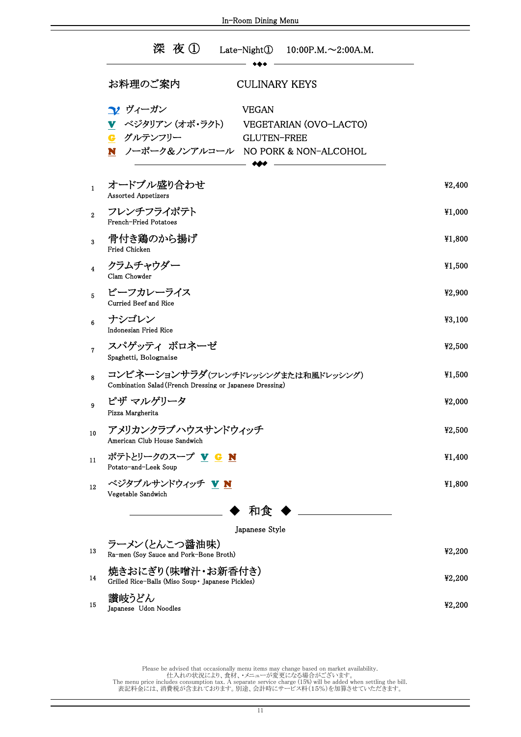# 深 夜 ① Late-Night① 10:00P.M.～2:00A.M.

◆◆◆

| お料理のご案内 | CULINARY KEYS |
|---|---|
| ヴィーガン | VEGAN |
| V ベジタリアン (オボ・ラクト) | VEGETARIAN (OVO-LACTO) |
| G グルテンフリー | GLUTEN-FREE |
| N ノーポーク＆ノンアルコール | NO PORK & NON-ALCOHOL |

◆◆◆

| No. | Item | Price |
|---|---|---|
| 1 | オードブル盛り合わせ<br>Assorted Appetizers | ¥2,400 |
| 2 | フレンチフライポテト<br>French-Fried Potatoes | ¥1,000 |
| 3 | 骨付き鶏のから揚げ<br>Fried Chicken | ¥1,800 |
| 4 | クラムチャウダー<br>Clam Chowder | ¥1,500 |
| 5 | ビーフカレーライス<br>Curried Beef and Rice | ¥2,900 |
| 6 | ナシゴレン<br>Indonesian Fried Rice | ¥3,100 |
| 7 | スパゲッティ ボロネーゼ<br>Spaghetti, Bolognaise | ¥2,500 |
| 8 | コンビネーションサラダ(フレンチドレッシングまたは和風ドレッシング)<br>Combination Salad (French Dressing or Japanese Dressing) | ¥1,500 |
| 9 | ピザ マルゲリータ<br>Pizza Margherita | ¥2,000 |
| 10 | アメリカンクラブハウスサンドウィッチ<br>American Club House Sandwich | ¥2,500 |
| 11 | ポテトとリークのスープ V G N<br>Potato-and-Leek Soup | ¥1,400 |
| 12 | ベジタブルサンドウィッチ V N<br>Vegetable Sandwich | ¥1,800 |

## ◆ 和食 ◆

Japanese Style

| No. | Item | Price |
|---|---|---|
| 13 | ラーメン(とんこつ醤油味)<br>Ra-men (Soy Sauce and Pork-Bone Broth) | ¥2,200 |
| 14 | 焼きおにぎり(味噌汁・お新香付き)<br>Grilled Rice-Balls (Miso Soup・ Japanese Pickles) | ¥2,200 |
| 15 | 讃岐うどん<br>Japanese Udon Noodles | ¥2,200 |

Please be advised that occasionally menu items may change based on market availability.
仕入れの状況により、食材、・メニューが変更になる場合がございます。
The menu price includes consumption tax. A separate service charge (15%) will be added when settling the bill.
表記料金には、消費税が含まれております。別途、会計時にサービス料(15%)を加算させていただきます。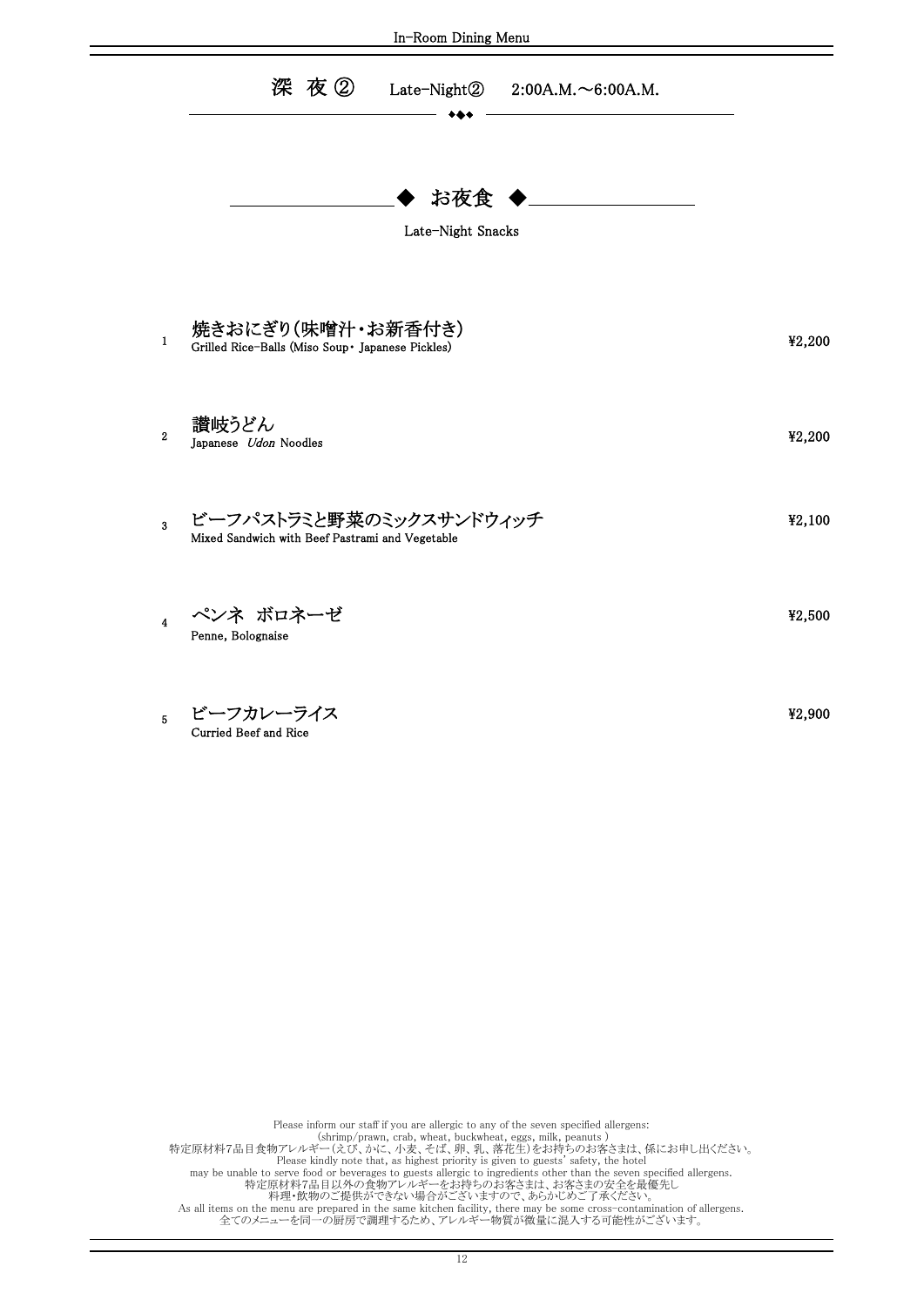# 深 夜 ② Late-Night② 2:00A.M.～6:00A.M.

## ◆ お夜食 ◆

Late-Night Snacks

| | | |
|---|---|---|
| 1 | **焼きおにぎり(味噌汁・お新香付き)**<br>Grilled Rice-Balls (Miso Soup・ Japanese Pickles) | ¥2,200 |
| 2 | **讃岐うどん**<br>Japanese *Udon* Noodles | ¥2,200 |
| 3 | **ビーフパストラミと野菜のミックスサンドウィッチ**<br>Mixed Sandwich with Beef Pastrami and Vegetable | ¥2,100 |
| 4 | **ペンネ ボロネーゼ**<br>Penne, Bolognaise | ¥2,500 |
| 5 | **ビーフカレーライス**<br>Curried Beef and Rice | ¥2,900 |

Please inform our staff if you are allergic to any of the seven specified allergens:
(shrimp/prawn, crab, wheat, buckwheat, eggs, milk, peanuts )
特定原材料7品目食物アレルギー(えび、かに、小麦、そば、卵、乳、落花生)をお持ちのお客さまは、係にお申し出ください。
Please kindly note that, as highest priority is given to guests' safety, the hotel
may be unable to serve food or beverages to guests allergic to ingredients other than the seven specified allergens.
特定原材料7品目以外の食物アレルギーをお持ちのお客さまは、お客さまの安全を最優先し
料理・飲物のご提供ができない場合がございますので、あらかじめご了承ください。
As all items on the menu are prepared in the same kitchen facility, there may be some cross-contamination of allergens.
全てのメニューを同一の厨房で調理するため、アレルギー物質が微量に混入する可能性がございます。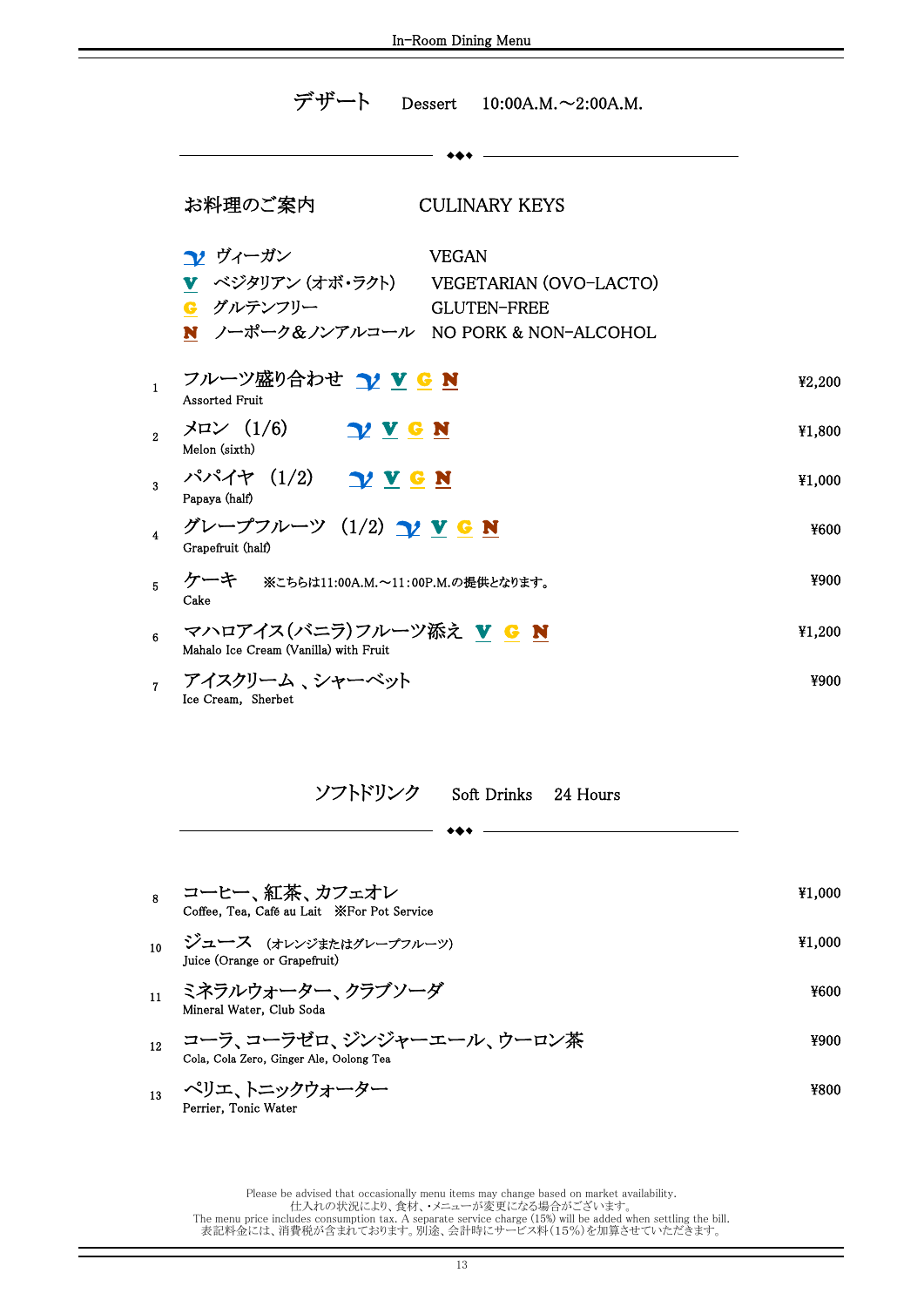# デザート　Dessert　10:00A.M.～2:00A.M.

◆◆◆

## お料理のご案内　CULINARY KEYS

- V ヴィーガン　VEGAN
- V ベジタリアン (オボ・ラクト)　VEGETARIAN (OVO-LACTO)
- G グルテンフリー　GLUTEN-FREE
- N ノーポーク＆ノンアルコール　NO PORK & NON-ALCOHOL

| No. | Item | Keys | Price |
|---|---|---|---|
| 1 | フルーツ盛り合わせ<br>Assorted Fruit | VEGAN V G N | ¥2,200 |
| 2 | メロン (1/6)<br>Melon (sixth) | VEGAN V G N | ¥1,800 |
| 3 | パパイヤ (1/2)<br>Papaya (half) | VEGAN V G N | ¥1,000 |
| 4 | グレープフルーツ (1/2)<br>Grapefruit (half) | VEGAN V G N | ¥600 |
| 5 | ケーキ　※こちらは11:00A.M.～11:00P.M.の提供となります。<br>Cake | | ¥900 |
| 6 | マハロアイス(バニラ)フルーツ添え<br>Mahalo Ice Cream (Vanilla) with Fruit | V G N | ¥1,200 |
| 7 | アイスクリーム 、シャーベット<br>Ice Cream, Sherbet | | ¥900 |

# ソフトドリンク　Soft Drinks　24 Hours

◆◆◆

| No. | Item | Price |
|---|---|---|
| 8 | コーヒー、紅茶、カフェオレ<br>Coffee, Tea, Café au Lait ※For Pot Service | ¥1,000 |
| 10 | ジュース (オレンジまたはグレープフルーツ)<br>Juice (Orange or Grapefruit) | ¥1,000 |
| 11 | ミネラルウォーター、クラブソーダ<br>Mineral Water, Club Soda | ¥600 |
| 12 | コーラ、コーラゼロ、ジンジャーエール、ウーロン茶<br>Cola, Cola Zero, Ginger Ale, Oolong Tea | ¥900 |
| 13 | ペリエ、トニックウォーター<br>Perrier, Tonic Water | ¥800 |

Please be advised that occasionally menu items may change based on market availability.
仕入れの状況により、食材、・メニューが変更になる場合がございます。
The menu price includes consumption tax. A separate service charge (15%) will be added when settling the bill.
表記料金には、消費税が含まれております。別途、会計時にサービス料(15%)を加算させていただきます。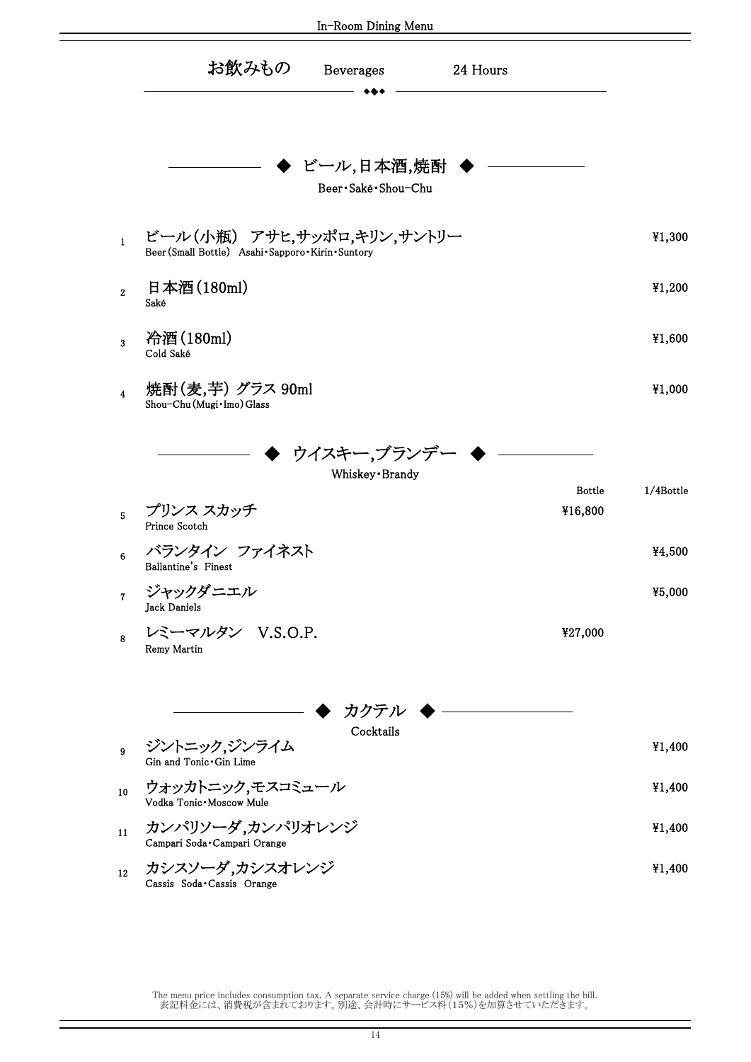# お飲みもの　Beverages　24 Hours

## ◆ ビール,日本酒,焼酎 ◆

Beer・Saké・Shou-Chu

| No. | Item | Price |
|---|---|---|
| 1 | ビール（小瓶）　アサヒ,サッポロ,キリン,サントリー<br>Beer (Small Bottle)　Asahi・Sapporo・Kirin・Suntory | ¥1,300 |
| 2 | 日本酒（180ml）<br>Saké | ¥1,200 |
| 3 | 冷酒（180ml）<br>Cold Saké | ¥1,600 |
| 4 | 焼酎（麦,芋） グラス 90ml<br>Shou-Chu (Mugi・Imo) Glass | ¥1,000 |

## ◆ ウイスキー,ブランデー ◆

Whiskey・Brandy

| No. | Item | Bottle | 1/4Bottle |
|---|---|---|---|
| 5 | プリンス スカッチ<br>Prince Scotch | ¥16,800 | |
| 6 | バランタイン　ファイネスト<br>Ballantine's Finest | | ¥4,500 |
| 7 | ジャックダニエル<br>Jack Daniels | | ¥5,000 |
| 8 | レミーマルタン　V.S.O.P.<br>Remy Martin | ¥27,000 | |

## ◆ カクテル ◆

Cocktails

| No. | Item | Price |
|---|---|---|
| 9 | ジントニック,ジンライム<br>Gin and Tonic・Gin Lime | ¥1,400 |
| 10 | ウォッカトニック,モスコミュール<br>Vodka Tonic・Moscow Mule | ¥1,400 |
| 11 | カンパリソーダ,カンパリオレンジ<br>Campari Soda・Campari Orange | ¥1,400 |
| 12 | カシスソーダ,カシスオレンジ<br>Cassis Soda・Cassis Orange | ¥1,400 |

The menu price includes consumption tax. A separate service charge (15%) will be added when settling the bill.
表記料金には、消費税が含まれております。別途、会計時にサービス料（15%）を加算させていただきます。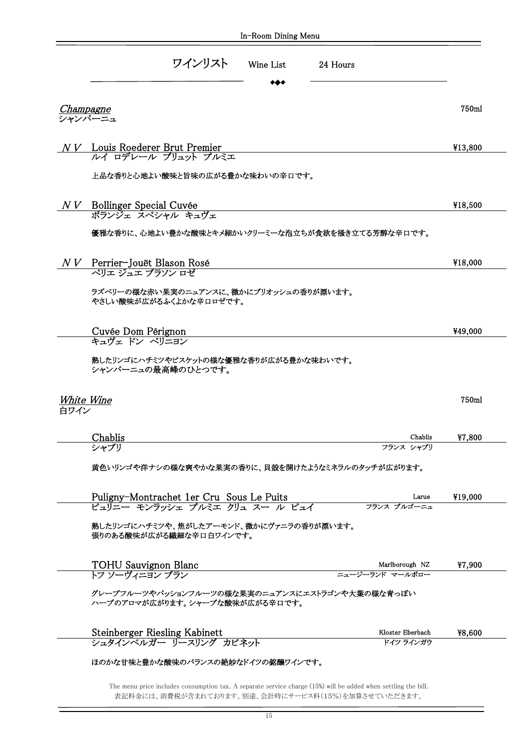# ワインリスト Wine List 24 Hours

◆◆◆

## *Champagne*
シャンパーニュ

750ml

**N V Louis Roederer Brut Premier** ¥13,800
ルイ ロデレール ブリュット プルミエ

上品な香りと心地よい酸味と旨味の広がる豊かな味わいの辛口です。

**N V Bollinger Special Cuvée** ¥18,500
ボランジェ スペシャル キュヴェ

優雅な香りに、心地よい豊かな酸味とキメ細かいクリーミーな泡立ちが食欲を掻き立てる芳醇な辛口です。

**N V Perrier-Jouët Blason Rosé** ¥18,000
ペリエ ジュエ ブラソン ロゼ

ラズベリーの様な赤い果実のニュアンスに、微かにブリオッシュの香りが漂います。
やさしい酸味が広がるふくよかな辛口ロゼです。

**Cuvée Dom Pérignon** ¥49,000
キュヴェ ドン ペリニヨン

熟したリンゴにハチミツやビスケットの様な優雅な香りが広がる豊かな味わいです。
シャンパーニュの最高峰のひとつです。

## *White Wine*
白ワイン

750ml

**Chablis** — Chablis / フランス シャブリ ¥7,800
シャブリ

黄色いリンゴや洋ナシの様な爽やかな果実の香りに、貝殻を開けたようなミネラルのタッチが広がります。

**Puligny-Montrachet 1er Cru Sous Le Puits** — Larue / フランス ブルゴーニュ ¥19,000
ピュリニー モンラッシェ プルミエ クリュ スー ル ピュイ

熟したリンゴにハチミツや、焦がしたアーモンド、微かにヴァニラの香りが漂います。
張りのある酸味が広がる繊細な辛口白ワインです。

**TOHU Sauvignon Blanc** — Marlborough NZ / ニュージーランド マールボロー ¥7,900
トフ ソーヴィニヨン ブラン

グレープフルーツやパッションフルーツの様な果実のニュアンスにエストラゴンや大葉の様な青っぽい
ハーブのアロマが広がります。シャープな酸味が広がる辛口です。

**Steinberger Riesling Kabinett** — Kloster Eberbach / ドイツ ラインガウ ¥8,600
シュタインベルガー リースリング カビネット

ほのかな甘味と豊かな酸味のバランスの絶妙なドイツの銘醸ワインです。

The menu price includes consumption tax. A separate service charge (15%) will be added when settling the bill.
表記料金には、消費税が含まれております。別途、会計時にサービス料(15%)を加算させていただきます。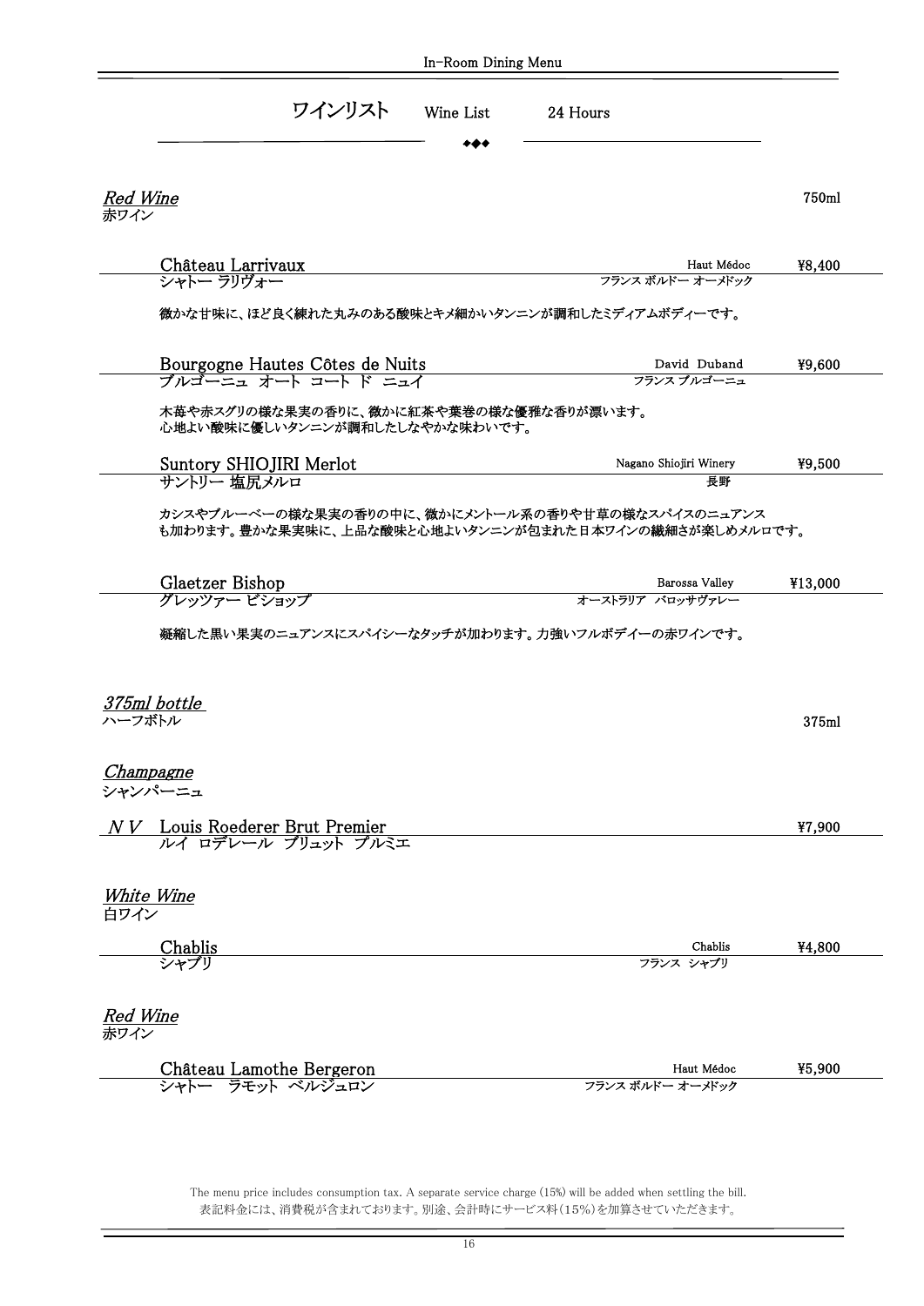# ワインリスト Wine List 24 Hours

◆◆◆

## *Red Wine*
赤ワイン

750ml

**Château Larrivaux** — Haut Médoc — ¥8,400
シャトー ラリヴォー — フランス ボルドー オーメドック

微かな甘味に、ほど良く練れた丸みのある酸味とキメ細かいタンニンが調和したミディアムボディーです。

**Bourgogne Hautes Côtes de Nuits** — David Duband — ¥9,600
ブルゴーニュ オート コート ド ニュイ — フランス ブルゴーニュ

木苺や赤スグリの様な果実の香りに、微かに紅茶や葉巻の様な優雅な香りが漂います。
心地よい酸味に優しいタンニンが調和したしなやかな味わいです。

**Suntory SHIOJIRI Merlot** — Nagano Shiojiri Winery — ¥9,500
サントリー 塩尻メルロ — 長野

カシスやブルーベーの様な果実の香りの中に、微かにメントール系の香りや甘草の様なスパイスのニュアンス
も加わります。豊かな果実味に、上品な酸味と心地よいタンニンが包まれた日本ワインの繊細さが楽しめメルロです。

**Glaetzer Bishop** — Barossa Valley — ¥13,000
グレッツァー ビショップ — オーストラリア バロッサヴァレー

凝縮した黒い果実のニュアンスにスパイシーなタッチが加わります。力強いフルボディーの赤ワインです。

## *375ml bottle*
ハーフボトル

375ml

### *Champagne*
シャンパーニュ

*N V* **Louis Roederer Brut Premier** — ¥7,900
ルイ ロデレール ブリュット プルミエ

### *White Wine*
白ワイン

**Chablis** — Chablis — ¥4,800
シャブリ — フランス シャブリ

### *Red Wine*
赤ワイン

**Château Lamothe Bergeron** — Haut Médoc — ¥5,900
シャトー ラモット ベルジュロン — フランス ボルドー オーメドック

The menu price includes consumption tax. A separate service charge (15%) will be added when settling the bill.
表記料金には、消費税が含まれております。別途、会計時にサービス料(15%)を加算させていただきます。